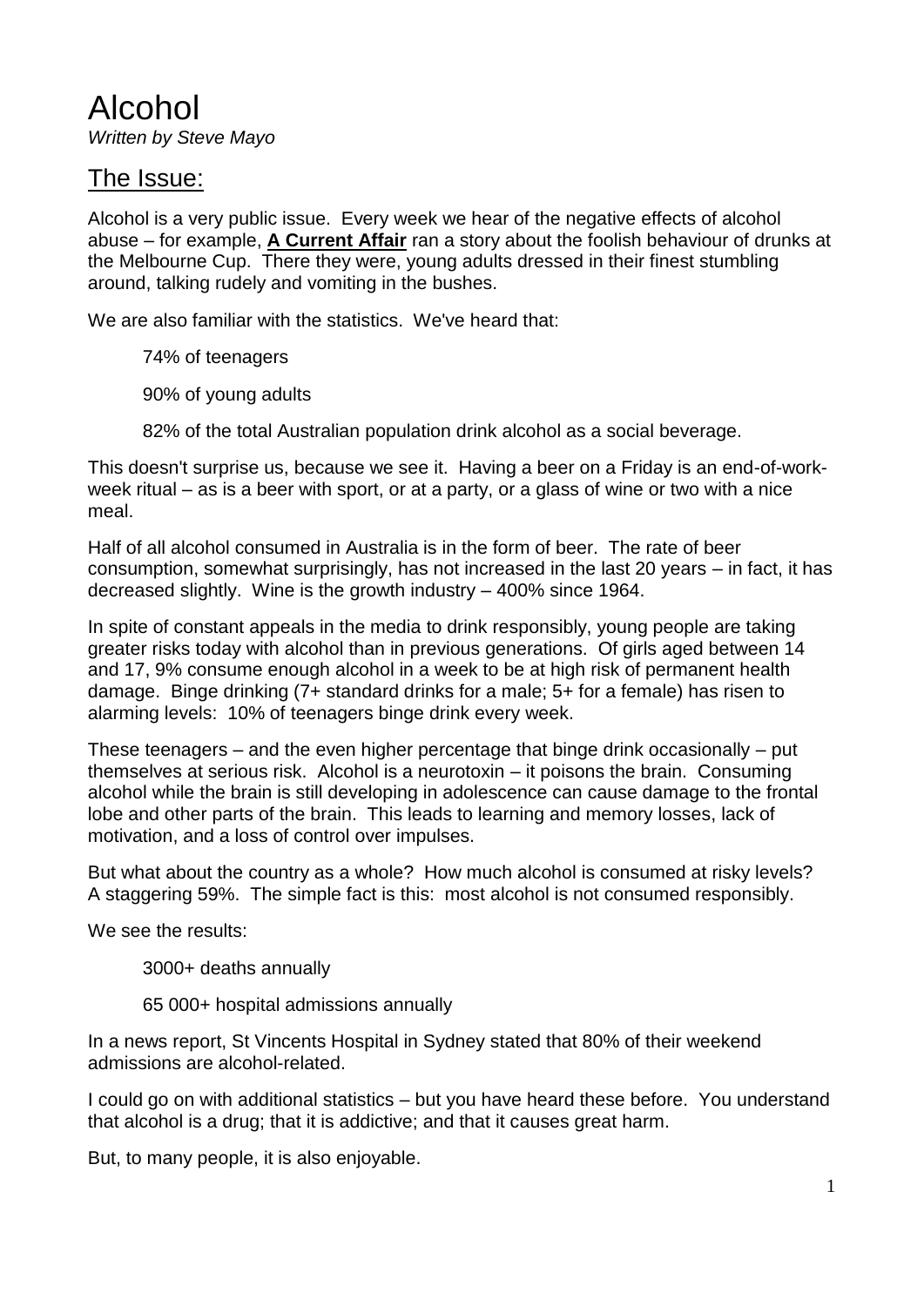# Alcohol

*Written by Steve Mayo*

## The Issue:

Alcohol is a very public issue. Every week we hear of the negative effects of alcohol abuse – for example, **A Current Affair** ran a story about the foolish behaviour of drunks at the Melbourne Cup. There they were, young adults dressed in their finest stumbling around, talking rudely and vomiting in the bushes.

We are also familiar with the statistics. We've heard that:

74% of teenagers

90% of young adults

82% of the total Australian population drink alcohol as a social beverage.

This doesn't surprise us, because we see it. Having a beer on a Friday is an end-of-work-week ritual – as is a beer with sport, or at a party, or a glass of wine or two with a nice meal.

Half of all alcohol consumed in Australia is in the form of beer. The rate of beer consumption, somewhat surprisingly, has not increased in the last 20 years – in fact, it has decreased slightly. Wine is the growth industry – 400% since 1964.

In spite of constant appeals in the media to drink responsibly, young people are taking greater risks today with alcohol than in previous generations. Of girls aged between 14 and 17, 9% consume enough alcohol in a week to be at high risk of permanent health damage. Binge drinking (7+ standard drinks for a male; 5+ for a female) has risen to alarming levels: 10% of teenagers binge drink every week.

These teenagers – and the even higher percentage that binge drink occasionally – put themselves at serious risk. Alcohol is a neurotoxin – it poisons the brain. Consuming alcohol while the brain is still developing in adolescence can cause damage to the frontal lobe and other parts of the brain. This leads to learning and memory losses, lack of motivation, and a loss of control over impulses.

But what about the country as a whole? How much alcohol is consumed at risky levels? A staggering 59%. The simple fact is this: most alcohol is not consumed responsibly.

We see the results:

3000+ deaths annually

65 000+ hospital admissions annually

In a news report, St Vincents Hospital in Sydney stated that 80% of their weekend admissions are alcohol-related.

I could go on with additional statistics – but you have heard these before. You understand that alcohol is a drug; that it is addictive; and that it causes great harm.

But, to many people, it is also enjoyable.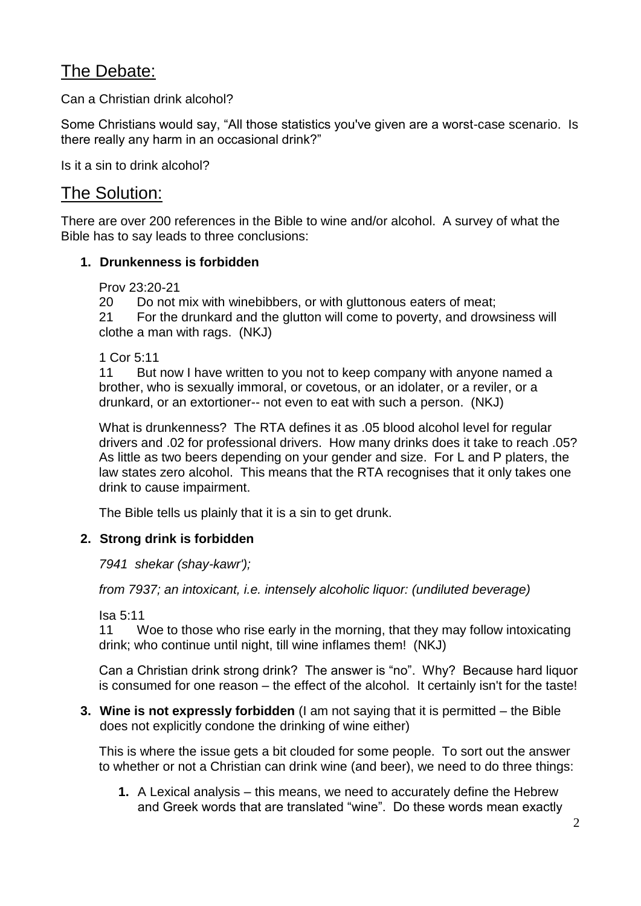## The Debate:

Can a Christian drink alcohol?

Some Christians would say, "All those statistics you've given are a worst-case scenario. Is there really any harm in an occasional drink?"

Is it a sin to drink alcohol?

## The Solution:

There are over 200 references in the Bible to wine and/or alcohol. A survey of what the Bible has to say leads to three conclusions:

1. **Drunkenness is forbidden**

   Prov 23:20-21
   20 Do not mix with winebibbers, or with gluttonous eaters of meat;
   21 For the drunkard and the glutton will come to poverty, and drowsiness will clothe a man with rags. (NKJ)

   1 Cor 5:11
   11 But now I have written to you not to keep company with anyone named a brother, who is sexually immoral, or covetous, or an idolater, or a reviler, or a drunkard, or an extortioner-- not even to eat with such a person. (NKJ)

   What is drunkenness? The RTA defines it as .05 blood alcohol level for regular drivers and .02 for professional drivers. How many drinks does it take to reach .05? As little as two beers depending on your gender and size. For L and P platers, the law states zero alcohol. This means that the RTA recognises that it only takes one drink to cause impairment.

   The Bible tells us plainly that it is a sin to get drunk.

2. **Strong drink is forbidden**

   *7941 shekar (shay-kawr');*

   *from 7937; an intoxicant, i.e. intensely alcoholic liquor: (undiluted beverage)*

   Isa 5:11
   11 Woe to those who rise early in the morning, that they may follow intoxicating drink; who continue until night, till wine inflames them! (NKJ)

   Can a Christian drink strong drink? The answer is "no". Why? Because hard liquor is consumed for one reason – the effect of the alcohol. It certainly isn't for the taste!

3. **Wine is not expressly forbidden** (I am not saying that it is permitted – the Bible does not explicitly condone the drinking of wine either)

   This is where the issue gets a bit clouded for some people. To sort out the answer to whether or not a Christian can drink wine (and beer), we need to do three things:

   1. A Lexical analysis – this means, we need to accurately define the Hebrew and Greek words that are translated "wine". Do these words mean exactly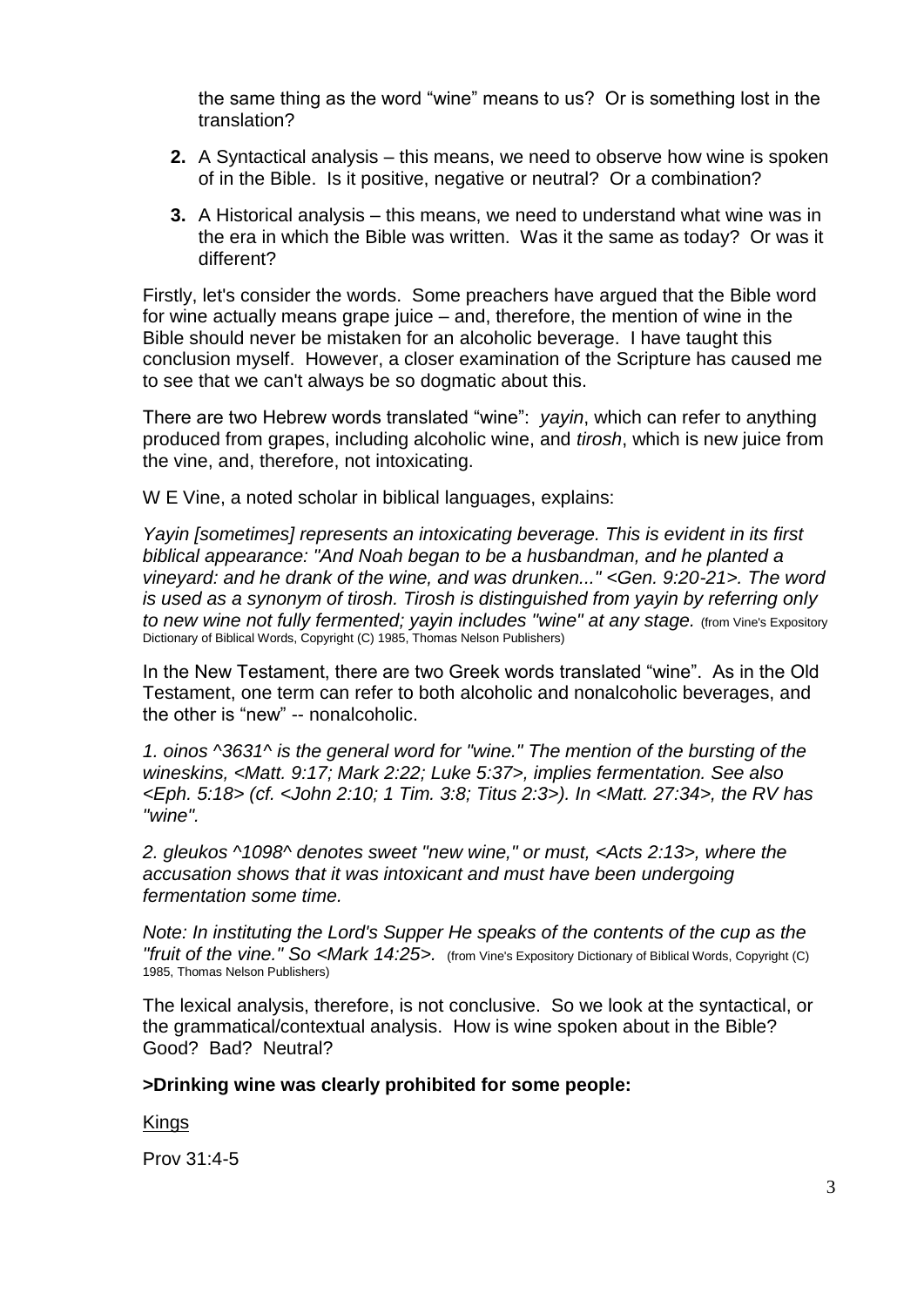the same thing as the word "wine" means to us? Or is something lost in the translation?

2. A Syntactical analysis – this means, we need to observe how wine is spoken of in the Bible. Is it positive, negative or neutral? Or a combination?

3. A Historical analysis – this means, we need to understand what wine was in the era in which the Bible was written. Was it the same as today? Or was it different?

Firstly, let's consider the words. Some preachers have argued that the Bible word for wine actually means grape juice – and, therefore, the mention of wine in the Bible should never be mistaken for an alcoholic beverage. I have taught this conclusion myself. However, a closer examination of the Scripture has caused me to see that we can't always be so dogmatic about this.

There are two Hebrew words translated "wine": *yayin*, which can refer to anything produced from grapes, including alcoholic wine, and *tirosh*, which is new juice from the vine, and, therefore, not intoxicating.

W E Vine, a noted scholar in biblical languages, explains:

*Yayin [sometimes] represents an intoxicating beverage. This is evident in its first biblical appearance: "And Noah began to be a husbandman, and he planted a vineyard: and he drank of the wine, and was drunken..." <Gen. 9:20-21>. The word is used as a synonym of tirosh. Tirosh is distinguished from yayin by referring only to new wine not fully fermented; yayin includes "wine" at any stage.* (from Vine's Expository Dictionary of Biblical Words, Copyright (C) 1985, Thomas Nelson Publishers)

In the New Testament, there are two Greek words translated "wine". As in the Old Testament, one term can refer to both alcoholic and nonalcoholic beverages, and the other is "new" -- nonalcoholic.

*1. oinos ^3631^ is the general word for "wine." The mention of the bursting of the wineskins, <Matt. 9:17; Mark 2:22; Luke 5:37>, implies fermentation. See also <Eph. 5:18> (cf. <John 2:10; 1 Tim. 3:8; Titus 2:3>). In <Matt. 27:34>, the RV has "wine".*

*2. gleukos ^1098^ denotes sweet "new wine," or must, <Acts 2:13>, where the accusation shows that it was intoxicant and must have been undergoing fermentation some time.*

*Note: In instituting the Lord's Supper He speaks of the contents of the cup as the "fruit of the vine." So <Mark 14:25>.* (from Vine's Expository Dictionary of Biblical Words, Copyright (C) 1985, Thomas Nelson Publishers)

The lexical analysis, therefore, is not conclusive. So we look at the syntactical, or the grammatical/contextual analysis. How is wine spoken about in the Bible? Good? Bad? Neutral?

**>Drinking wine was clearly prohibited for some people:**

<u>Kings</u>

Prov 31:4-5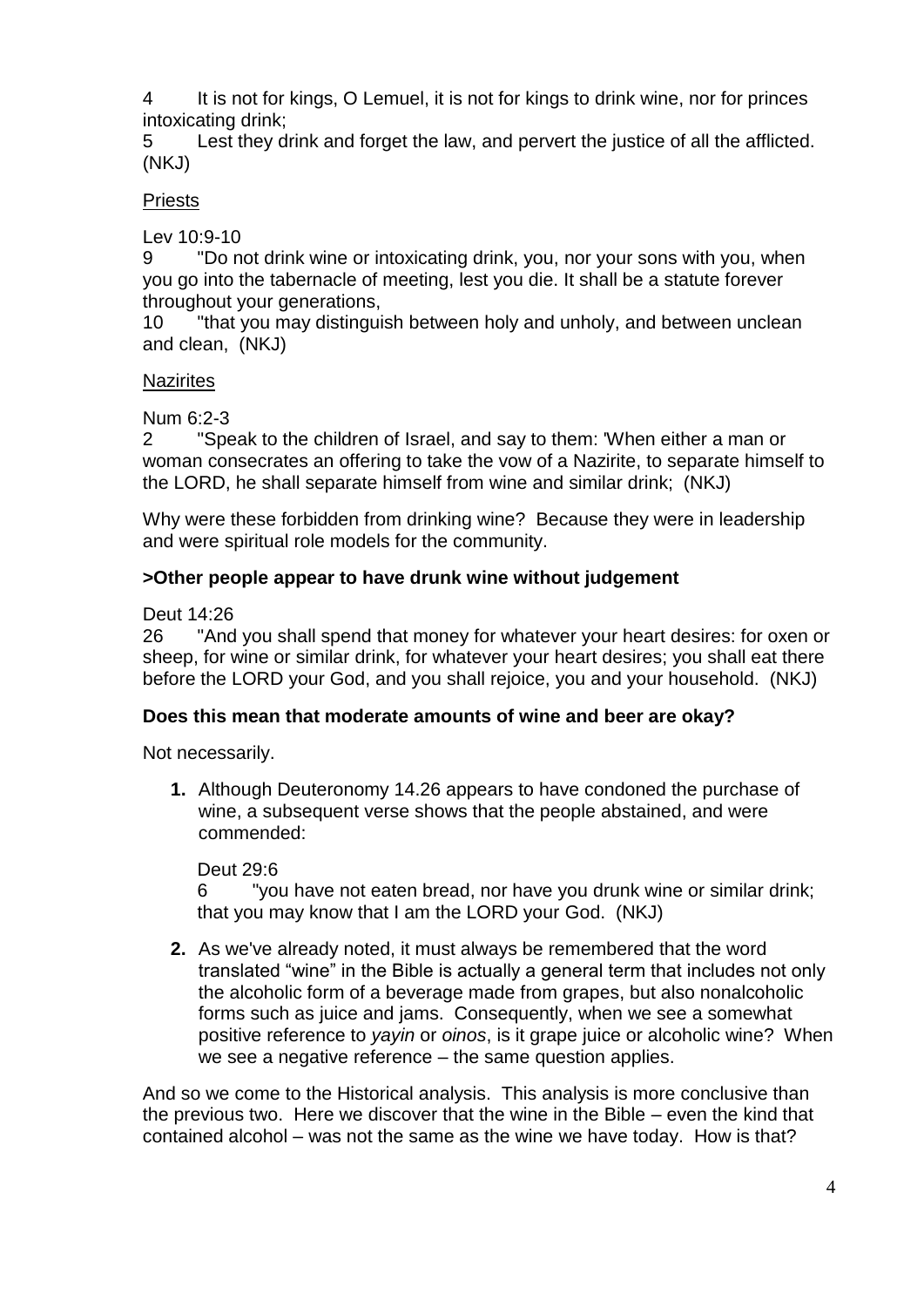4 It is not for kings, O Lemuel, it is not for kings to drink wine, nor for princes intoxicating drink;
5 Lest they drink and forget the law, and pervert the justice of all the afflicted. (NKJ)

<u>Priests</u>

Lev 10:9-10
9 "Do not drink wine or intoxicating drink, you, nor your sons with you, when you go into the tabernacle of meeting, lest you die. It shall be a statute forever throughout your generations,
10 "that you may distinguish between holy and unholy, and between unclean and clean, (NKJ)

<u>Nazirites</u>

Num 6:2-3
2 "Speak to the children of Israel, and say to them: 'When either a man or woman consecrates an offering to take the vow of a Nazirite, to separate himself to the LORD, he shall separate himself from wine and similar drink; (NKJ)

Why were these forbidden from drinking wine? Because they were in leadership and were spiritual role models for the community.

**>Other people appear to have drunk wine without judgement**

Deut 14:26
26 "And you shall spend that money for whatever your heart desires: for oxen or sheep, for wine or similar drink, for whatever your heart desires; you shall eat there before the LORD your God, and you shall rejoice, you and your household. (NKJ)

**Does this mean that moderate amounts of wine and beer are okay?**

Not necessarily.

1. Although Deuteronomy 14.26 appears to have condoned the purchase of wine, a subsequent verse shows that the people abstained, and were commended:

   Deut 29:6
   6 "you have not eaten bread, nor have you drunk wine or similar drink; that you may know that I am the LORD your God. (NKJ)

2. As we've already noted, it must always be remembered that the word translated "wine" in the Bible is actually a general term that includes not only the alcoholic form of a beverage made from grapes, but also nonalcoholic forms such as juice and jams. Consequently, when we see a somewhat positive reference to *yayin* or *oinos*, is it grape juice or alcoholic wine? When we see a negative reference – the same question applies.

And so we come to the Historical analysis. This analysis is more conclusive than the previous two. Here we discover that the wine in the Bible – even the kind that contained alcohol – was not the same as the wine we have today. How is that?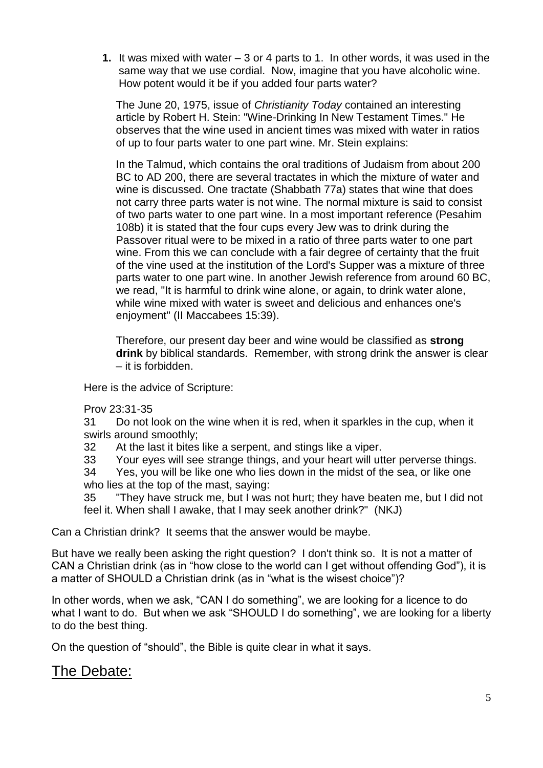1. It was mixed with water – 3 or 4 parts to 1. In other words, it was used in the same way that we use cordial. Now, imagine that you have alcoholic wine. How potent would it be if you added four parts water?

   The June 20, 1975, issue of *Christianity Today* contained an interesting article by Robert H. Stein: "Wine-Drinking In New Testament Times." He observes that the wine used in ancient times was mixed with water in ratios of up to four parts water to one part wine. Mr. Stein explains:

   In the Talmud, which contains the oral traditions of Judaism from about 200 BC to AD 200, there are several tractates in which the mixture of water and wine is discussed. One tractate (Shabbath 77a) states that wine that does not carry three parts water is not wine. The normal mixture is said to consist of two parts water to one part wine. In a most important reference (Pesahim 108b) it is stated that the four cups every Jew was to drink during the Passover ritual were to be mixed in a ratio of three parts water to one part wine. From this we can conclude with a fair degree of certainty that the fruit of the vine used at the institution of the Lord's Supper was a mixture of three parts water to one part wine. In another Jewish reference from around 60 BC, we read, "It is harmful to drink wine alone, or again, to drink water alone, while wine mixed with water is sweet and delicious and enhances one's enjoyment" (II Maccabees 15:39).

   Therefore, our present day beer and wine would be classified as **strong drink** by biblical standards. Remember, with strong drink the answer is clear – it is forbidden.

Here is the advice of Scripture:

Prov 23:31-35

31 Do not look on the wine when it is red, when it sparkles in the cup, when it swirls around smoothly;

32 At the last it bites like a serpent, and stings like a viper.

33 Your eyes will see strange things, and your heart will utter perverse things.

34 Yes, you will be like one who lies down in the midst of the sea, or like one who lies at the top of the mast, saying:

35 "They have struck me, but I was not hurt; they have beaten me, but I did not feel it. When shall I awake, that I may seek another drink?" (NKJ)

Can a Christian drink? It seems that the answer would be maybe.

But have we really been asking the right question? I don't think so. It is not a matter of CAN a Christian drink (as in "how close to the world can I get without offending God"), it is a matter of SHOULD a Christian drink (as in "what is the wisest choice")?

In other words, when we ask, "CAN I do something", we are looking for a licence to do what I want to do. But when we ask "SHOULD I do something", we are looking for a liberty to do the best thing.

On the question of "should", the Bible is quite clear in what it says.

## The Debate: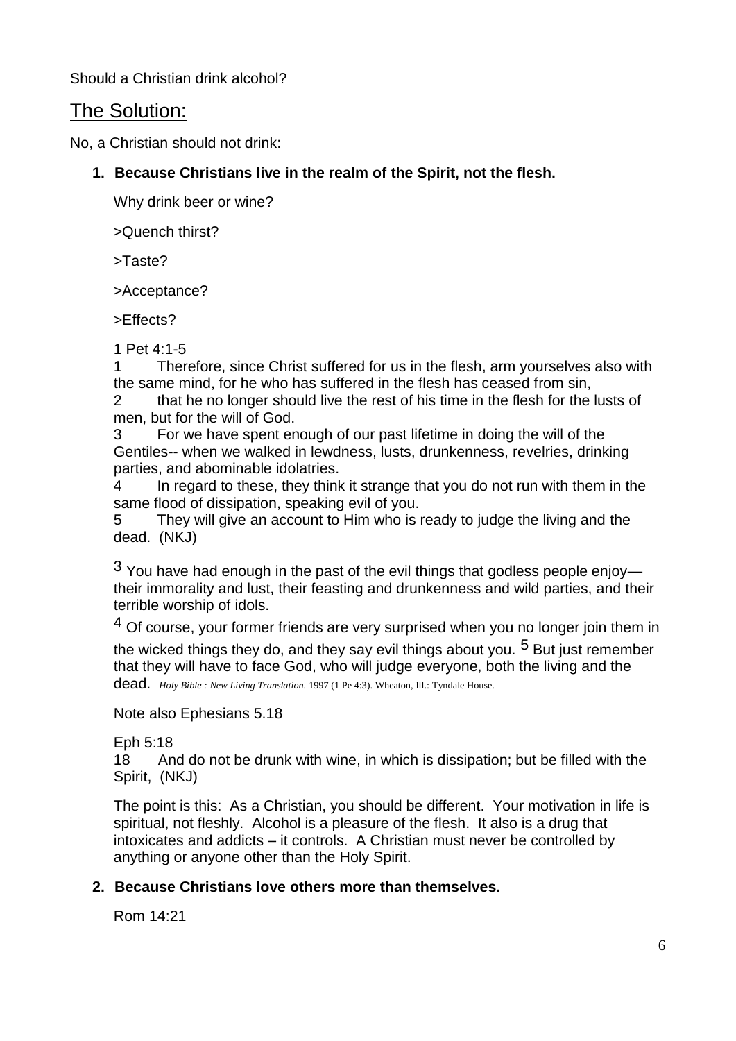Should a Christian drink alcohol?

## The Solution:

No, a Christian should not drink:

1. **Because Christians live in the realm of the Spirit, not the flesh.**

   Why drink beer or wine?

   >Quench thirst?

   >Taste?

   >Acceptance?

   >Effects?

   1 Pet 4:1-5
   1 Therefore, since Christ suffered for us in the flesh, arm yourselves also with the same mind, for he who has suffered in the flesh has ceased from sin,
   2 that he no longer should live the rest of his time in the flesh for the lusts of men, but for the will of God.
   3 For we have spent enough of our past lifetime in doing the will of the Gentiles-- when we walked in lewdness, lusts, drunkenness, revelries, drinking parties, and abominable idolatries.
   4 In regard to these, they think it strange that you do not run with them in the same flood of dissipation, speaking evil of you.
   5 They will give an account to Him who is ready to judge the living and the dead. (NKJ)

   3 You have had enough in the past of the evil things that godless people enjoy—their immorality and lust, their feasting and drunkenness and wild parties, and their terrible worship of idols.

   4 Of course, your former friends are very surprised when you no longer join them in the wicked things they do, and they say evil things about you. 5 But just remember that they will have to face God, who will judge everyone, both the living and the dead. *Holy Bible : New Living Translation.* 1997 (1 Pe 4:3). Wheaton, Ill.: Tyndale House.

   Note also Ephesians 5.18

   Eph 5:18
   18 And do not be drunk with wine, in which is dissipation; but be filled with the Spirit, (NKJ)

   The point is this: As a Christian, you should be different. Your motivation in life is spiritual, not fleshly. Alcohol is a pleasure of the flesh. It also is a drug that intoxicates and addicts – it controls. A Christian must never be controlled by anything or anyone other than the Holy Spirit.

2. **Because Christians love others more than themselves.**

   Rom 14:21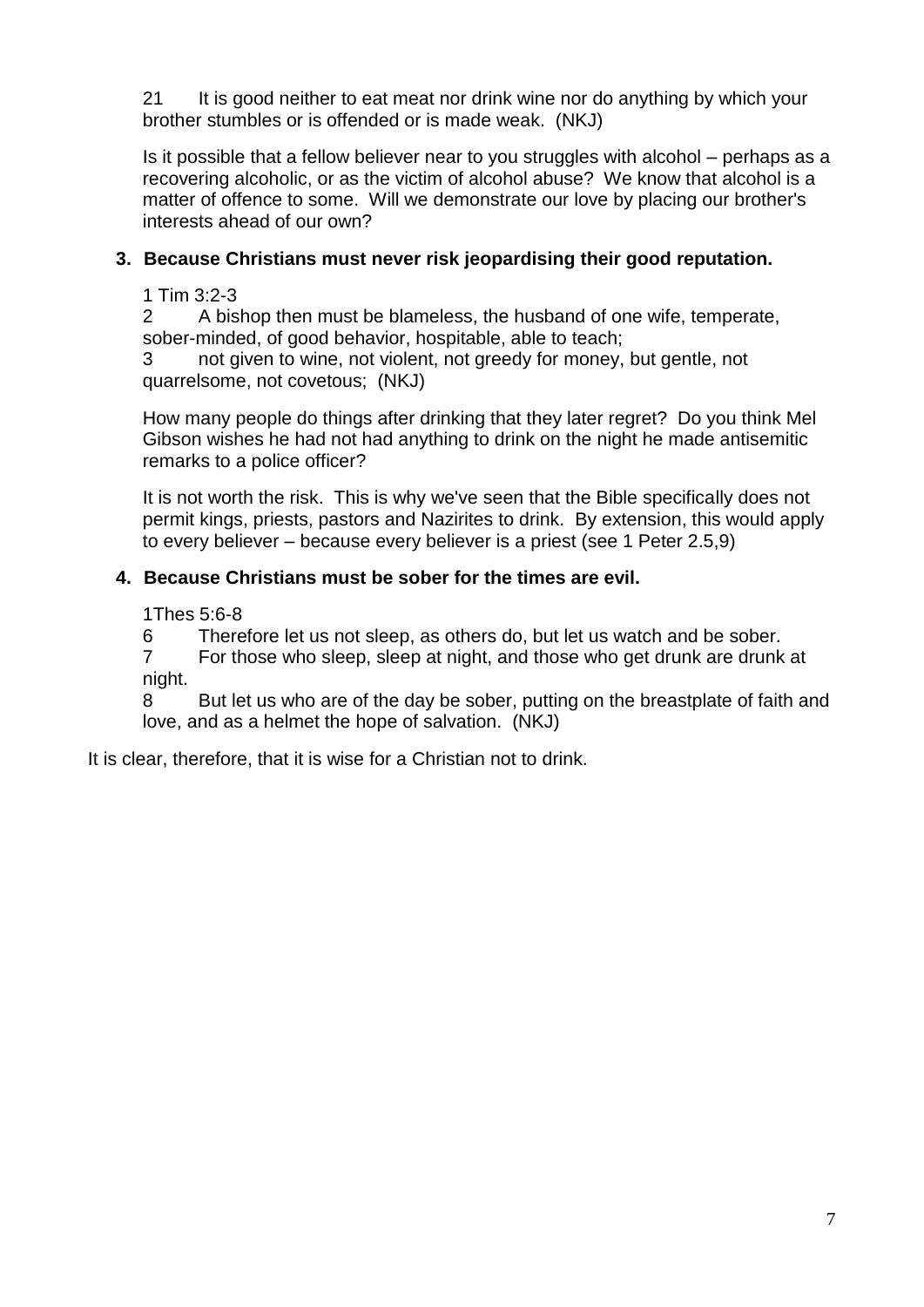21 It is good neither to eat meat nor drink wine nor do anything by which your brother stumbles or is offended or is made weak. (NKJ)

Is it possible that a fellow believer near to you struggles with alcohol – perhaps as a recovering alcoholic, or as the victim of alcohol abuse? We know that alcohol is a matter of offence to some. Will we demonstrate our love by placing our brother's interests ahead of our own?

**3. Because Christians must never risk jeopardising their good reputation.**

1 Tim 3:2-3
2 A bishop then must be blameless, the husband of one wife, temperate, sober-minded, of good behavior, hospitable, able to teach;
3 not given to wine, not violent, not greedy for money, but gentle, not quarrelsome, not covetous; (NKJ)

How many people do things after drinking that they later regret? Do you think Mel Gibson wishes he had not had anything to drink on the night he made antisemitic remarks to a police officer?

It is not worth the risk. This is why we've seen that the Bible specifically does not permit kings, priests, pastors and Nazirites to drink. By extension, this would apply to every believer – because every believer is a priest (see 1 Peter 2.5,9)

**4. Because Christians must be sober for the times are evil.**

1Thes 5:6-8
6 Therefore let us not sleep, as others do, but let us watch and be sober.
7 For those who sleep, sleep at night, and those who get drunk are drunk at night.
8 But let us who are of the day be sober, putting on the breastplate of faith and love, and as a helmet the hope of salvation. (NKJ)

It is clear, therefore, that it is wise for a Christian not to drink.